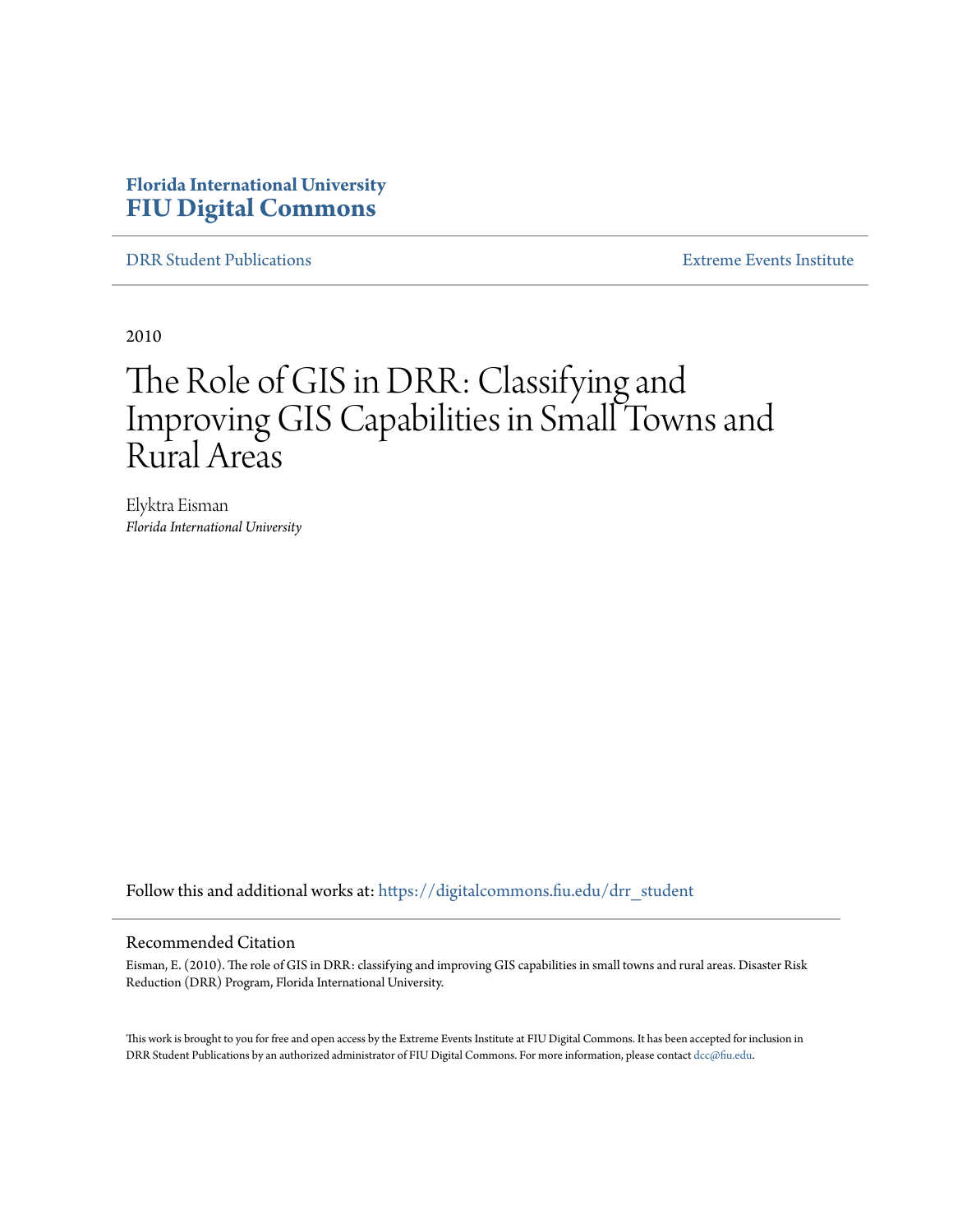Florida International University
# FIU Digital Commons

DRR Student Publications | Extreme Events Institute

2010

# The Role of GIS in DRR: Classifying and Improving GIS Capabilities in Small Towns and Rural Areas

Elyktra Eisman
*Florida International University*

Follow this and additional works at: https://digitalcommons.fiu.edu/drr_student

## Recommended Citation

Eisman, E. (2010). The role of GIS in DRR: classifying and improving GIS capabilities in small towns and rural areas. Disaster Risk Reduction (DRR) Program, Florida International University.

This work is brought to you for free and open access by the Extreme Events Institute at FIU Digital Commons. It has been accepted for inclusion in DRR Student Publications by an authorized administrator of FIU Digital Commons. For more information, please contact dcc@fiu.edu.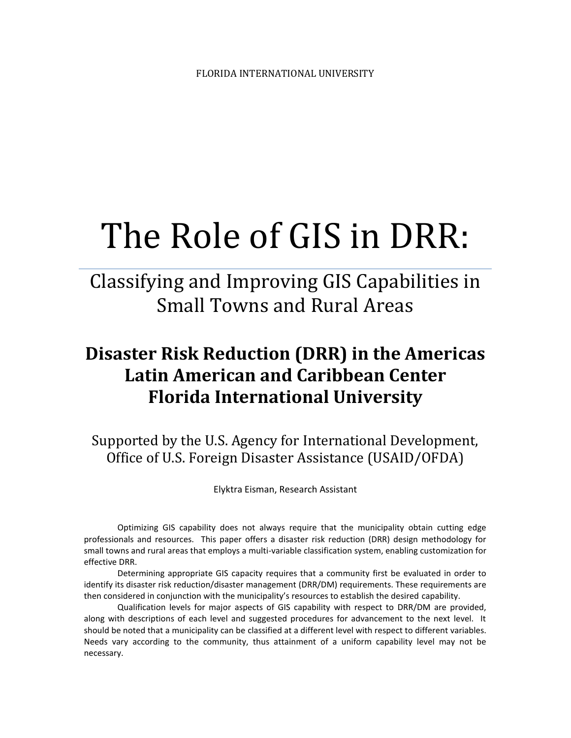FLORIDA INTERNATIONAL UNIVERSITY

# The Role of GIS in DRR:

## Classifying and Improving GIS Capabilities in Small Towns and Rural Areas

## **Disaster Risk Reduction (DRR) in the Americas Latin American and Caribbean Center Florida International University**

Supported by the U.S. Agency for International Development, Office of U.S. Foreign Disaster Assistance (USAID/OFDA)

Elyktra Eisman, Research Assistant

Optimizing GIS capability does not always require that the municipality obtain cutting edge professionals and resources. This paper offers a disaster risk reduction (DRR) design methodology for small towns and rural areas that employs a multi-variable classification system, enabling customization for effective DRR.

Determining appropriate GIS capacity requires that a community first be evaluated in order to identify its disaster risk reduction/disaster management (DRR/DM) requirements. These requirements are then considered in conjunction with the municipality's resources to establish the desired capability.

Qualification levels for major aspects of GIS capability with respect to DRR/DM are provided, along with descriptions of each level and suggested procedures for advancement to the next level. It should be noted that a municipality can be classified at a different level with respect to different variables. Needs vary according to the community, thus attainment of a uniform capability level may not be necessary.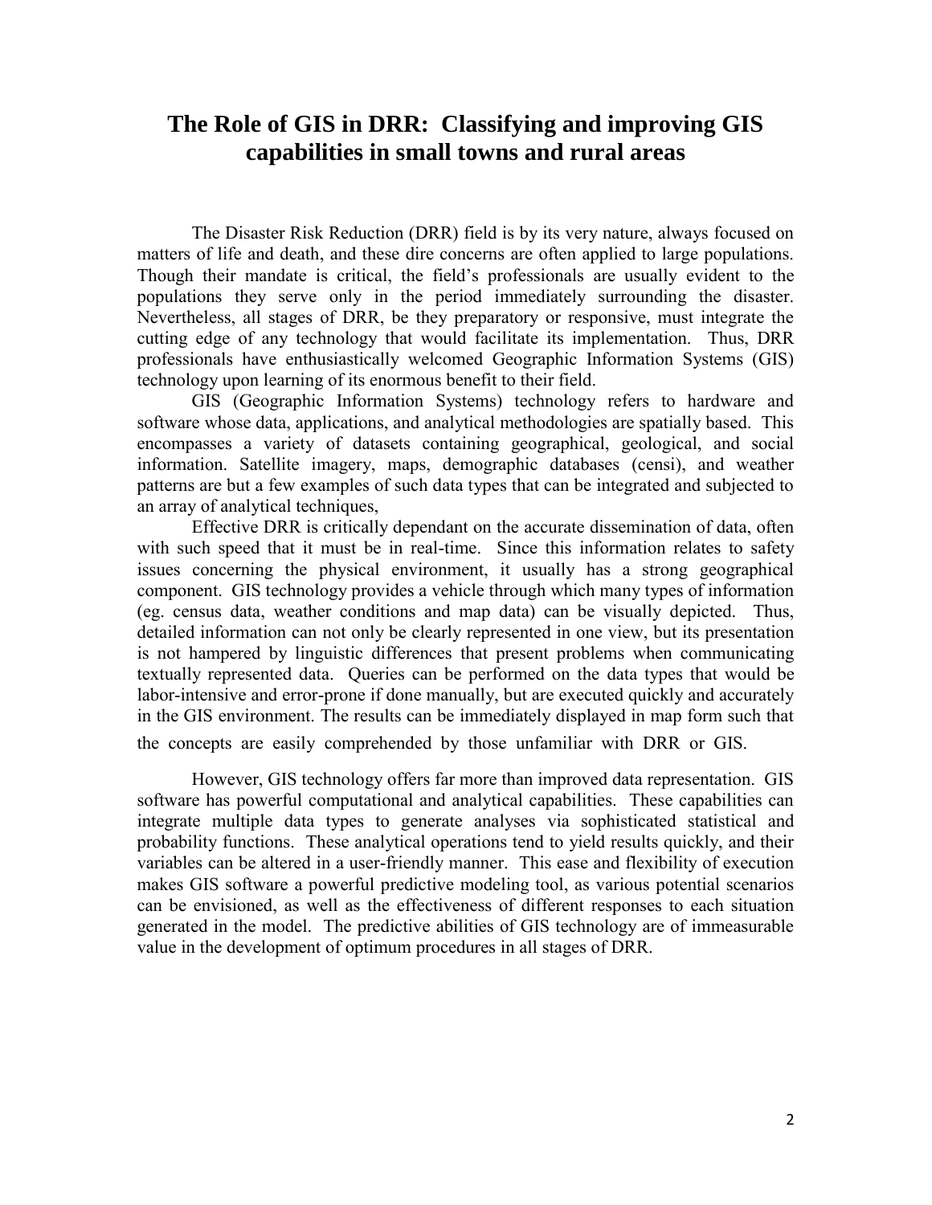# The Role of GIS in DRR: Classifying and improving GIS capabilities in small towns and rural areas

The Disaster Risk Reduction (DRR) field is by its very nature, always focused on matters of life and death, and these dire concerns are often applied to large populations. Though their mandate is critical, the field's professionals are usually evident to the populations they serve only in the period immediately surrounding the disaster. Nevertheless, all stages of DRR, be they preparatory or responsive, must integrate the cutting edge of any technology that would facilitate its implementation. Thus, DRR professionals have enthusiastically welcomed Geographic Information Systems (GIS) technology upon learning of its enormous benefit to their field.

GIS (Geographic Information Systems) technology refers to hardware and software whose data, applications, and analytical methodologies are spatially based. This encompasses a variety of datasets containing geographical, geological, and social information. Satellite imagery, maps, demographic databases (censi), and weather patterns are but a few examples of such data types that can be integrated and subjected to an array of analytical techniques,

Effective DRR is critically dependant on the accurate dissemination of data, often with such speed that it must be in real-time. Since this information relates to safety issues concerning the physical environment, it usually has a strong geographical component. GIS technology provides a vehicle through which many types of information (eg. census data, weather conditions and map data) can be visually depicted. Thus, detailed information can not only be clearly represented in one view, but its presentation is not hampered by linguistic differences that present problems when communicating textually represented data. Queries can be performed on the data types that would be labor-intensive and error-prone if done manually, but are executed quickly and accurately in the GIS environment. The results can be immediately displayed in map form such that the concepts are easily comprehended by those unfamiliar with DRR or GIS.

However, GIS technology offers far more than improved data representation. GIS software has powerful computational and analytical capabilities. These capabilities can integrate multiple data types to generate analyses via sophisticated statistical and probability functions. These analytical operations tend to yield results quickly, and their variables can be altered in a user-friendly manner. This ease and flexibility of execution makes GIS software a powerful predictive modeling tool, as various potential scenarios can be envisioned, as well as the effectiveness of different responses to each situation generated in the model. The predictive abilities of GIS technology are of immeasurable value in the development of optimum procedures in all stages of DRR.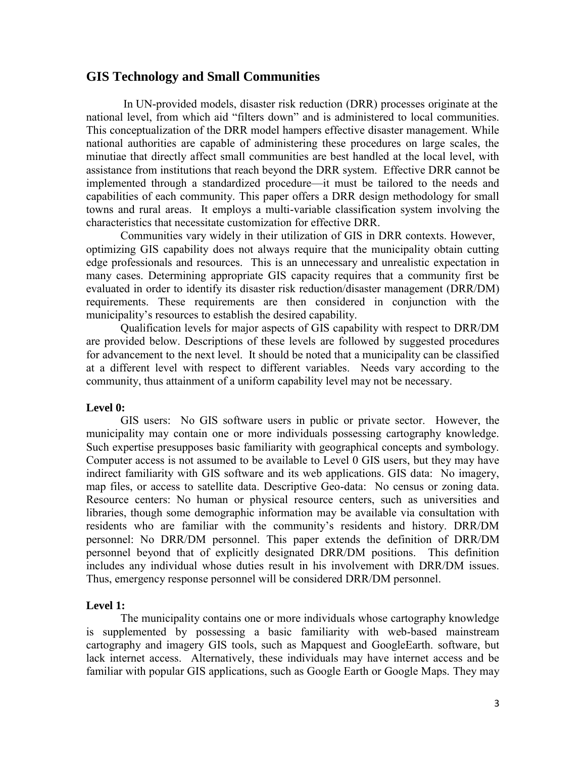## GIS Technology and Small Communities

In UN-provided models, disaster risk reduction (DRR) processes originate at the national level, from which aid "filters down" and is administered to local communities. This conceptualization of the DRR model hampers effective disaster management. While national authorities are capable of administering these procedures on large scales, the minutiae that directly affect small communities are best handled at the local level, with assistance from institutions that reach beyond the DRR system. Effective DRR cannot be implemented through a standardized procedure—it must be tailored to the needs and capabilities of each community. This paper offers a DRR design methodology for small towns and rural areas. It employs a multi-variable classification system involving the characteristics that necessitate customization for effective DRR.

Communities vary widely in their utilization of GIS in DRR contexts. However, optimizing GIS capability does not always require that the municipality obtain cutting edge professionals and resources. This is an unnecessary and unrealistic expectation in many cases. Determining appropriate GIS capacity requires that a community first be evaluated in order to identify its disaster risk reduction/disaster management (DRR/DM) requirements. These requirements are then considered in conjunction with the municipality's resources to establish the desired capability.

Qualification levels for major aspects of GIS capability with respect to DRR/DM are provided below. Descriptions of these levels are followed by suggested procedures for advancement to the next level. It should be noted that a municipality can be classified at a different level with respect to different variables. Needs vary according to the community, thus attainment of a uniform capability level may not be necessary.

**Level 0:**

GIS users: No GIS software users in public or private sector. However, the municipality may contain one or more individuals possessing cartography knowledge. Such expertise presupposes basic familiarity with geographical concepts and symbology. Computer access is not assumed to be available to Level 0 GIS users, but they may have indirect familiarity with GIS software and its web applications. GIS data: No imagery, map files, or access to satellite data. Descriptive Geo-data: No census or zoning data. Resource centers: No human or physical resource centers, such as universities and libraries, though some demographic information may be available via consultation with residents who are familiar with the community's residents and history. DRR/DM personnel: No DRR/DM personnel. This paper extends the definition of DRR/DM personnel beyond that of explicitly designated DRR/DM positions. This definition includes any individual whose duties result in his involvement with DRR/DM issues. Thus, emergency response personnel will be considered DRR/DM personnel.

**Level 1:**

The municipality contains one or more individuals whose cartography knowledge is supplemented by possessing a basic familiarity with web-based mainstream cartography and imagery GIS tools, such as Mapquest and GoogleEarth. software, but lack internet access. Alternatively, these individuals may have internet access and be familiar with popular GIS applications, such as Google Earth or Google Maps. They may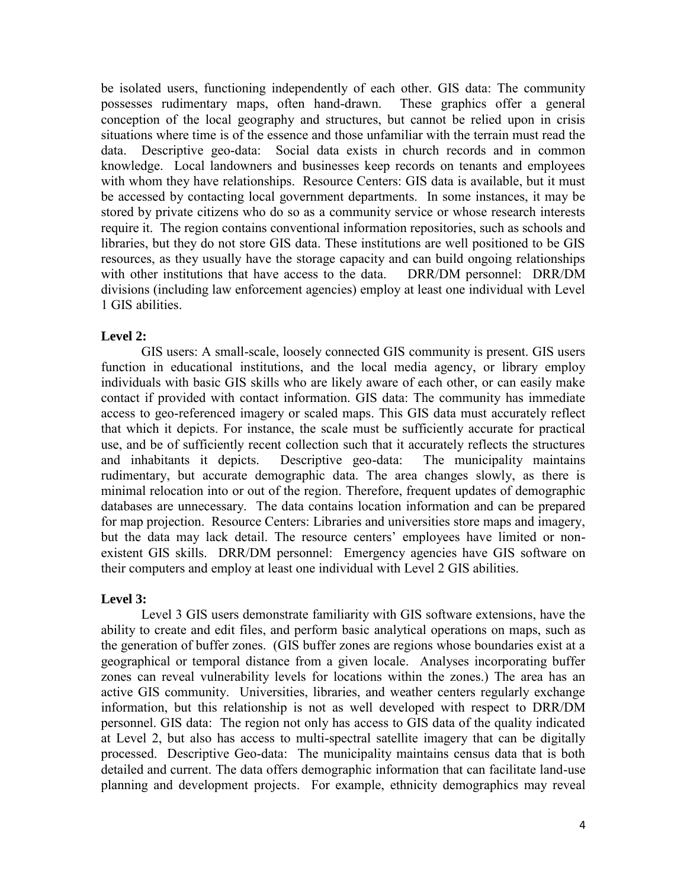be isolated users, functioning independently of each other. GIS data: The community possesses rudimentary maps, often hand-drawn. These graphics offer a general conception of the local geography and structures, but cannot be relied upon in crisis situations where time is of the essence and those unfamiliar with the terrain must read the data. Descriptive geo-data: Social data exists in church records and in common knowledge. Local landowners and businesses keep records on tenants and employees with whom they have relationships. Resource Centers: GIS data is available, but it must be accessed by contacting local government departments. In some instances, it may be stored by private citizens who do so as a community service or whose research interests require it. The region contains conventional information repositories, such as schools and libraries, but they do not store GIS data. These institutions are well positioned to be GIS resources, as they usually have the storage capacity and can build ongoing relationships with other institutions that have access to the data. DRR/DM personnel: DRR/DM divisions (including law enforcement agencies) employ at least one individual with Level 1 GIS abilities.

**Level 2:**

GIS users: A small-scale, loosely connected GIS community is present. GIS users function in educational institutions, and the local media agency, or library employ individuals with basic GIS skills who are likely aware of each other, or can easily make contact if provided with contact information. GIS data: The community has immediate access to geo-referenced imagery or scaled maps. This GIS data must accurately reflect that which it depicts. For instance, the scale must be sufficiently accurate for practical use, and be of sufficiently recent collection such that it accurately reflects the structures and inhabitants it depicts. Descriptive geo-data: The municipality maintains rudimentary, but accurate demographic data. The area changes slowly, as there is minimal relocation into or out of the region. Therefore, frequent updates of demographic databases are unnecessary. The data contains location information and can be prepared for map projection. Resource Centers: Libraries and universities store maps and imagery, but the data may lack detail. The resource centers' employees have limited or non-existent GIS skills. DRR/DM personnel: Emergency agencies have GIS software on their computers and employ at least one individual with Level 2 GIS abilities.

**Level 3:**

Level 3 GIS users demonstrate familiarity with GIS software extensions, have the ability to create and edit files, and perform basic analytical operations on maps, such as the generation of buffer zones. (GIS buffer zones are regions whose boundaries exist at a geographical or temporal distance from a given locale. Analyses incorporating buffer zones can reveal vulnerability levels for locations within the zones.) The area has an active GIS community. Universities, libraries, and weather centers regularly exchange information, but this relationship is not as well developed with respect to DRR/DM personnel. GIS data: The region not only has access to GIS data of the quality indicated at Level 2, but also has access to multi-spectral satellite imagery that can be digitally processed. Descriptive Geo-data: The municipality maintains census data that is both detailed and current. The data offers demographic information that can facilitate land-use planning and development projects. For example, ethnicity demographics may reveal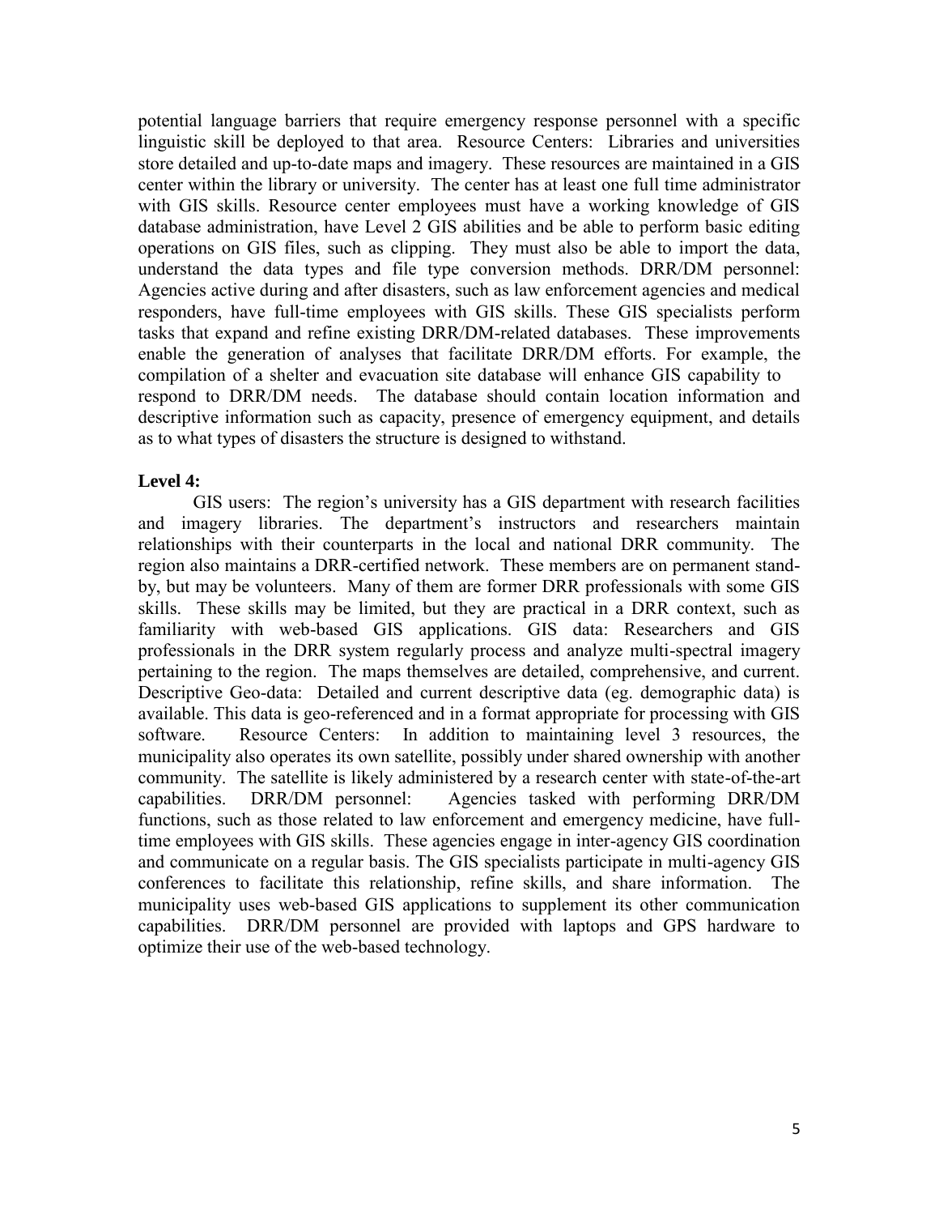potential language barriers that require emergency response personnel with a specific linguistic skill be deployed to that area. Resource Centers: Libraries and universities store detailed and up-to-date maps and imagery. These resources are maintained in a GIS center within the library or university. The center has at least one full time administrator with GIS skills. Resource center employees must have a working knowledge of GIS database administration, have Level 2 GIS abilities and be able to perform basic editing operations on GIS files, such as clipping. They must also be able to import the data, understand the data types and file type conversion methods. DRR/DM personnel: Agencies active during and after disasters, such as law enforcement agencies and medical responders, have full-time employees with GIS skills. These GIS specialists perform tasks that expand and refine existing DRR/DM-related databases. These improvements enable the generation of analyses that facilitate DRR/DM efforts. For example, the compilation of a shelter and evacuation site database will enhance GIS capability to respond to DRR/DM needs. The database should contain location information and descriptive information such as capacity, presence of emergency equipment, and details as to what types of disasters the structure is designed to withstand.

**Level 4:**

GIS users: The region's university has a GIS department with research facilities and imagery libraries. The department's instructors and researchers maintain relationships with their counterparts in the local and national DRR community. The region also maintains a DRR-certified network. These members are on permanent stand-by, but may be volunteers. Many of them are former DRR professionals with some GIS skills. These skills may be limited, but they are practical in a DRR context, such as familiarity with web-based GIS applications. GIS data: Researchers and GIS professionals in the DRR system regularly process and analyze multi-spectral imagery pertaining to the region. The maps themselves are detailed, comprehensive, and current. Descriptive Geo-data: Detailed and current descriptive data (eg. demographic data) is available. This data is geo-referenced and in a format appropriate for processing with GIS software. Resource Centers: In addition to maintaining level 3 resources, the municipality also operates its own satellite, possibly under shared ownership with another community. The satellite is likely administered by a research center with state-of-the-art capabilities. DRR/DM personnel: Agencies tasked with performing DRR/DM functions, such as those related to law enforcement and emergency medicine, have full-time employees with GIS skills. These agencies engage in inter-agency GIS coordination and communicate on a regular basis. The GIS specialists participate in multi-agency GIS conferences to facilitate this relationship, refine skills, and share information. The municipality uses web-based GIS applications to supplement its other communication capabilities. DRR/DM personnel are provided with laptops and GPS hardware to optimize their use of the web-based technology.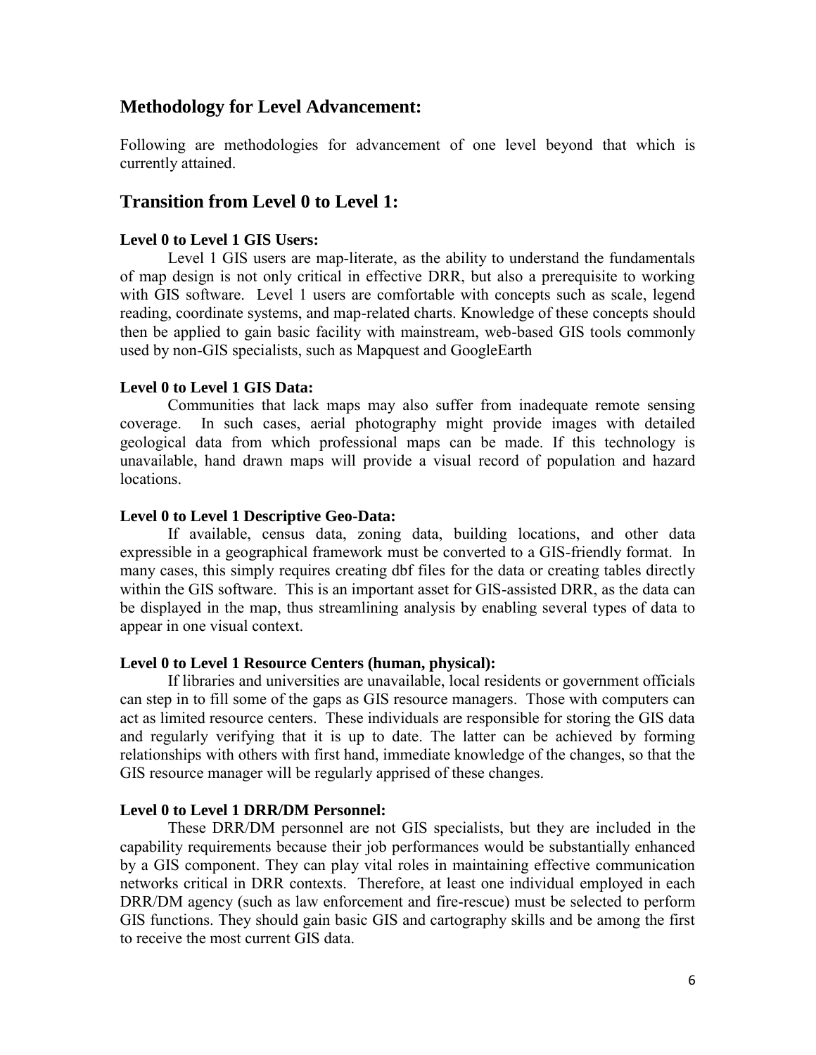## Methodology for Level Advancement:

Following are methodologies for advancement of one level beyond that which is currently attained.

## Transition from Level 0 to Level 1:

### Level 0 to Level 1 GIS Users:

Level 1 GIS users are map-literate, as the ability to understand the fundamentals of map design is not only critical in effective DRR, but also a prerequisite to working with GIS software. Level 1 users are comfortable with concepts such as scale, legend reading, coordinate systems, and map-related charts. Knowledge of these concepts should then be applied to gain basic facility with mainstream, web-based GIS tools commonly used by non-GIS specialists, such as Mapquest and GoogleEarth

### Level 0 to Level 1 GIS Data:

Communities that lack maps may also suffer from inadequate remote sensing coverage. In such cases, aerial photography might provide images with detailed geological data from which professional maps can be made. If this technology is unavailable, hand drawn maps will provide a visual record of population and hazard locations.

### Level 0 to Level 1 Descriptive Geo-Data:

If available, census data, zoning data, building locations, and other data expressible in a geographical framework must be converted to a GIS-friendly format. In many cases, this simply requires creating dbf files for the data or creating tables directly within the GIS software. This is an important asset for GIS-assisted DRR, as the data can be displayed in the map, thus streamlining analysis by enabling several types of data to appear in one visual context.

### Level 0 to Level 1 Resource Centers (human, physical):

If libraries and universities are unavailable, local residents or government officials can step in to fill some of the gaps as GIS resource managers. Those with computers can act as limited resource centers. These individuals are responsible for storing the GIS data and regularly verifying that it is up to date. The latter can be achieved by forming relationships with others with first hand, immediate knowledge of the changes, so that the GIS resource manager will be regularly apprised of these changes.

### Level 0 to Level 1 DRR/DM Personnel:

These DRR/DM personnel are not GIS specialists, but they are included in the capability requirements because their job performances would be substantially enhanced by a GIS component. They can play vital roles in maintaining effective communication networks critical in DRR contexts. Therefore, at least one individual employed in each DRR/DM agency (such as law enforcement and fire-rescue) must be selected to perform GIS functions. They should gain basic GIS and cartography skills and be among the first to receive the most current GIS data.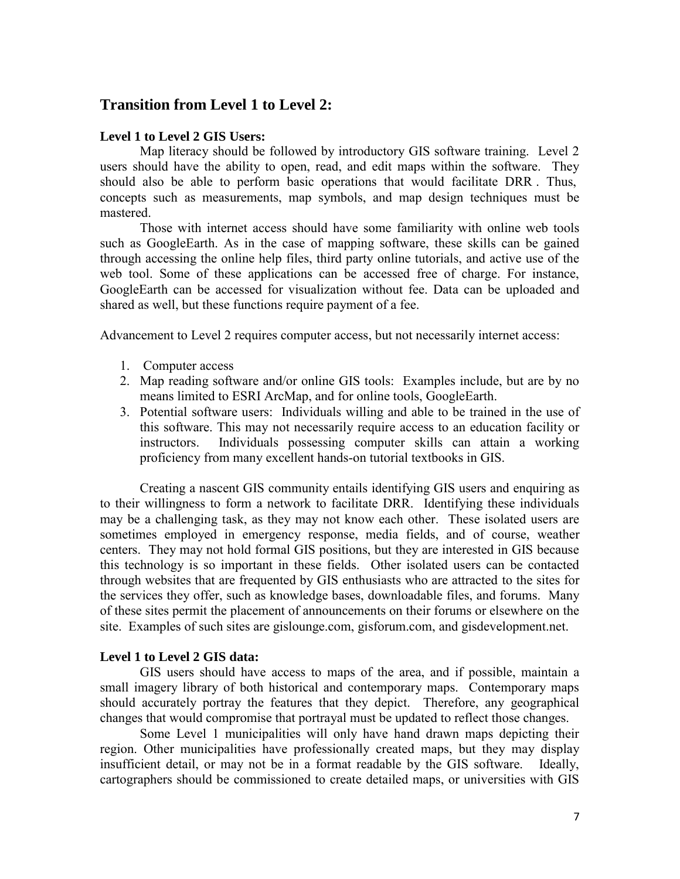## Transition from Level 1 to Level 2:

### Level 1 to Level 2 GIS Users:

Map literacy should be followed by introductory GIS software training. Level 2 users should have the ability to open, read, and edit maps within the software. They should also be able to perform basic operations that would facilitate DRR . Thus, concepts such as measurements, map symbols, and map design techniques must be mastered.

Those with internet access should have some familiarity with online web tools such as GoogleEarth. As in the case of mapping software, these skills can be gained through accessing the online help files, third party online tutorials, and active use of the web tool. Some of these applications can be accessed free of charge. For instance, GoogleEarth can be accessed for visualization without fee. Data can be uploaded and shared as well, but these functions require payment of a fee.

Advancement to Level 2 requires computer access, but not necessarily internet access:

1. Computer access
2. Map reading software and/or online GIS tools: Examples include, but are by no means limited to ESRI ArcMap, and for online tools, GoogleEarth.
3. Potential software users: Individuals willing and able to be trained in the use of this software. This may not necessarily require access to an education facility or instructors. Individuals possessing computer skills can attain a working proficiency from many excellent hands-on tutorial textbooks in GIS.

Creating a nascent GIS community entails identifying GIS users and enquiring as to their willingness to form a network to facilitate DRR. Identifying these individuals may be a challenging task, as they may not know each other. These isolated users are sometimes employed in emergency response, media fields, and of course, weather centers. They may not hold formal GIS positions, but they are interested in GIS because this technology is so important in these fields. Other isolated users can be contacted through websites that are frequented by GIS enthusiasts who are attracted to the sites for the services they offer, such as knowledge bases, downloadable files, and forums. Many of these sites permit the placement of announcements on their forums or elsewhere on the site. Examples of such sites are gislounge.com, gisforum.com, and gisdevelopment.net.

### Level 1 to Level 2 GIS data:

GIS users should have access to maps of the area, and if possible, maintain a small imagery library of both historical and contemporary maps. Contemporary maps should accurately portray the features that they depict. Therefore, any geographical changes that would compromise that portrayal must be updated to reflect those changes.

Some Level 1 municipalities will only have hand drawn maps depicting their region. Other municipalities have professionally created maps, but they may display insufficient detail, or may not be in a format readable by the GIS software. Ideally, cartographers should be commissioned to create detailed maps, or universities with GIS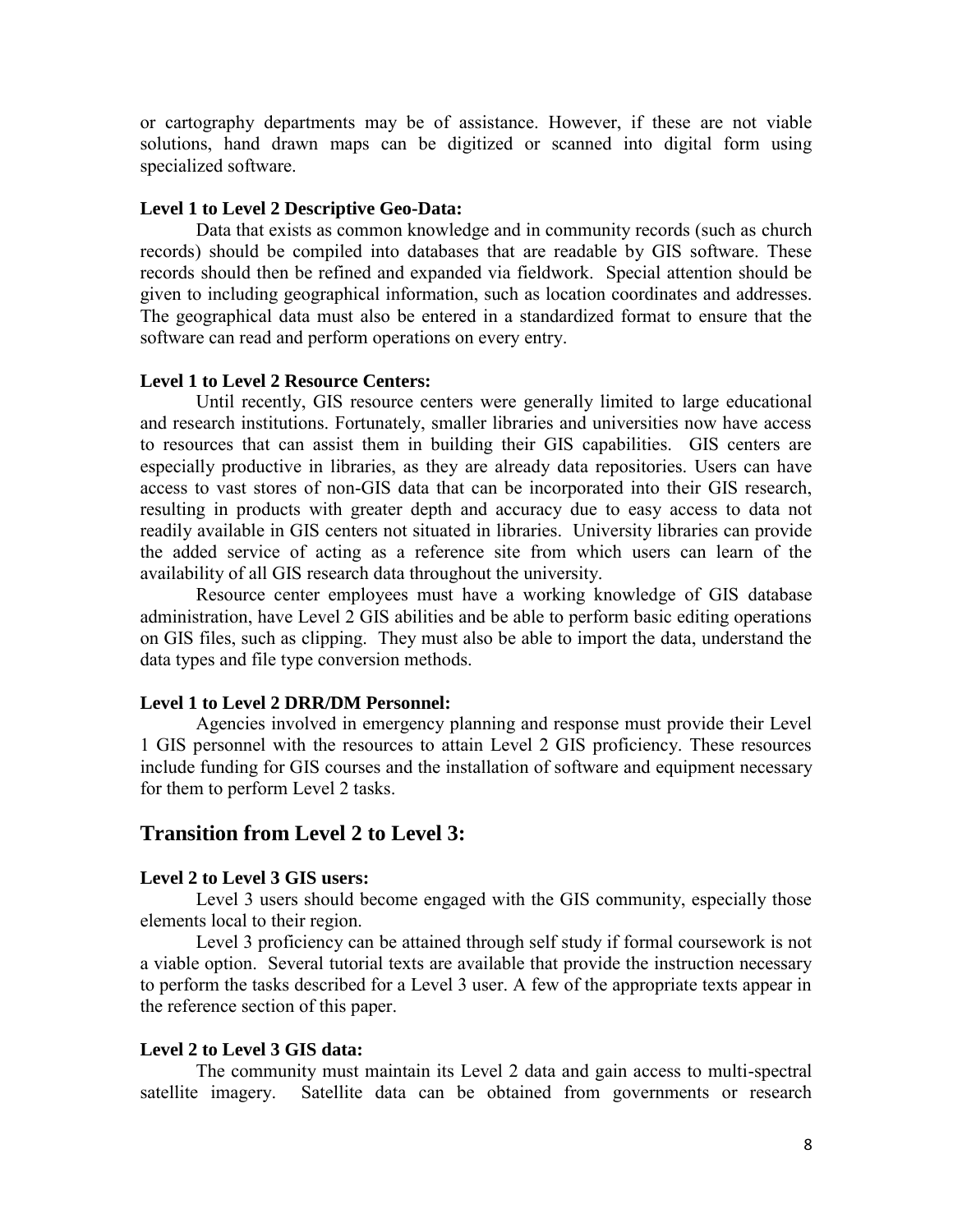or cartography departments may be of assistance. However, if these are not viable solutions, hand drawn maps can be digitized or scanned into digital form using specialized software.

#### Level 1 to Level 2 Descriptive Geo-Data:

Data that exists as common knowledge and in community records (such as church records) should be compiled into databases that are readable by GIS software. These records should then be refined and expanded via fieldwork. Special attention should be given to including geographical information, such as location coordinates and addresses. The geographical data must also be entered in a standardized format to ensure that the software can read and perform operations on every entry.

#### Level 1 to Level 2 Resource Centers:

Until recently, GIS resource centers were generally limited to large educational and research institutions. Fortunately, smaller libraries and universities now have access to resources that can assist them in building their GIS capabilities. GIS centers are especially productive in libraries, as they are already data repositories. Users can have access to vast stores of non-GIS data that can be incorporated into their GIS research, resulting in products with greater depth and accuracy due to easy access to data not readily available in GIS centers not situated in libraries. University libraries can provide the added service of acting as a reference site from which users can learn of the availability of all GIS research data throughout the university.

Resource center employees must have a working knowledge of GIS database administration, have Level 2 GIS abilities and be able to perform basic editing operations on GIS files, such as clipping. They must also be able to import the data, understand the data types and file type conversion methods.

#### Level 1 to Level 2 DRR/DM Personnel:

Agencies involved in emergency planning and response must provide their Level 1 GIS personnel with the resources to attain Level 2 GIS proficiency. These resources include funding for GIS courses and the installation of software and equipment necessary for them to perform Level 2 tasks.

## Transition from Level 2 to Level 3:

#### Level 2 to Level 3 GIS users:

Level 3 users should become engaged with the GIS community, especially those elements local to their region.

Level 3 proficiency can be attained through self study if formal coursework is not a viable option. Several tutorial texts are available that provide the instruction necessary to perform the tasks described for a Level 3 user. A few of the appropriate texts appear in the reference section of this paper.

#### Level 2 to Level 3 GIS data:

The community must maintain its Level 2 data and gain access to multi-spectral satellite imagery. Satellite data can be obtained from governments or research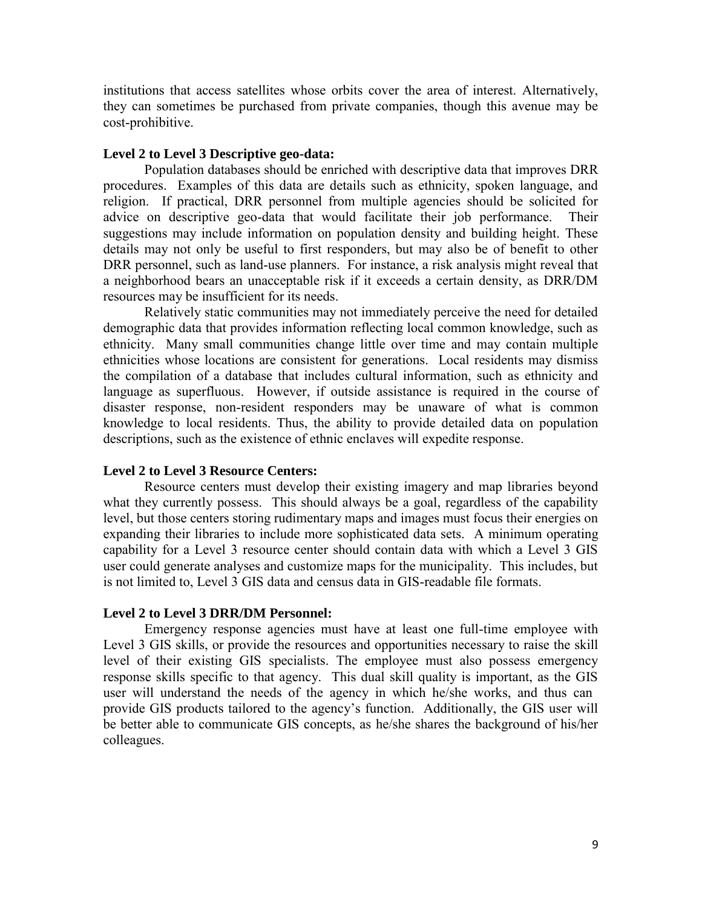institutions that access satellites whose orbits cover the area of interest. Alternatively, they can sometimes be purchased from private companies, though this avenue may be cost-prohibitive.

**Level 2 to Level 3 Descriptive geo-data:**

Population databases should be enriched with descriptive data that improves DRR procedures. Examples of this data are details such as ethnicity, spoken language, and religion. If practical, DRR personnel from multiple agencies should be solicited for advice on descriptive geo-data that would facilitate their job performance. Their suggestions may include information on population density and building height. These details may not only be useful to first responders, but may also be of benefit to other DRR personnel, such as land-use planners. For instance, a risk analysis might reveal that a neighborhood bears an unacceptable risk if it exceeds a certain density, as DRR/DM resources may be insufficient for its needs.

Relatively static communities may not immediately perceive the need for detailed demographic data that provides information reflecting local common knowledge, such as ethnicity. Many small communities change little over time and may contain multiple ethnicities whose locations are consistent for generations. Local residents may dismiss the compilation of a database that includes cultural information, such as ethnicity and language as superfluous. However, if outside assistance is required in the course of disaster response, non-resident responders may be unaware of what is common knowledge to local residents. Thus, the ability to provide detailed data on population descriptions, such as the existence of ethnic enclaves will expedite response.

**Level 2 to Level 3 Resource Centers:**

Resource centers must develop their existing imagery and map libraries beyond what they currently possess. This should always be a goal, regardless of the capability level, but those centers storing rudimentary maps and images must focus their energies on expanding their libraries to include more sophisticated data sets. A minimum operating capability for a Level 3 resource center should contain data with which a Level 3 GIS user could generate analyses and customize maps for the municipality. This includes, but is not limited to, Level 3 GIS data and census data in GIS-readable file formats.

**Level 2 to Level 3 DRR/DM Personnel:**

Emergency response agencies must have at least one full-time employee with Level 3 GIS skills, or provide the resources and opportunities necessary to raise the skill level of their existing GIS specialists. The employee must also possess emergency response skills specific to that agency. This dual skill quality is important, as the GIS user will understand the needs of the agency in which he/she works, and thus can provide GIS products tailored to the agency's function. Additionally, the GIS user will be better able to communicate GIS concepts, as he/she shares the background of his/her colleagues.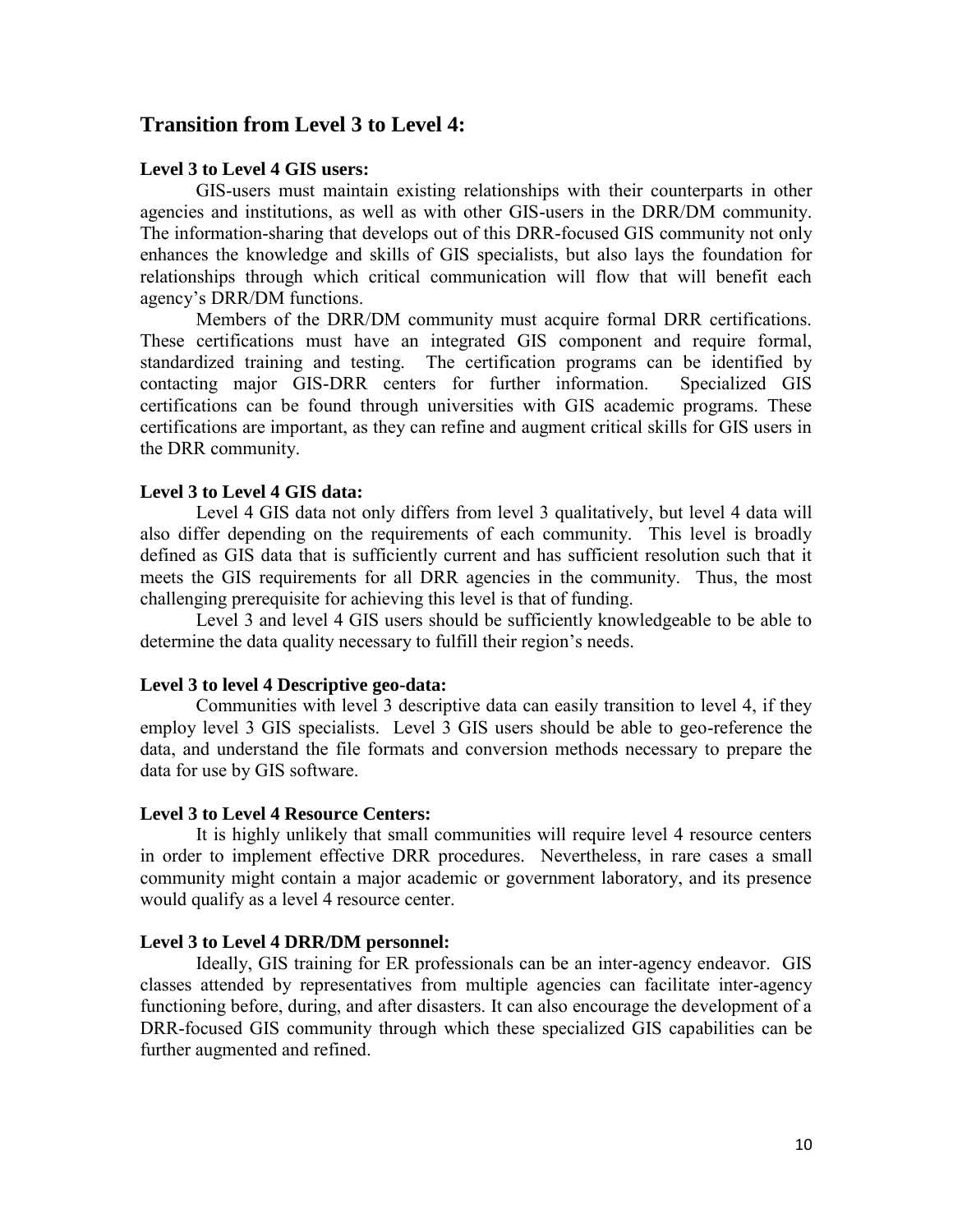## Transition from Level 3 to Level 4:

### Level 3 to Level 4 GIS users:

GIS-users must maintain existing relationships with their counterparts in other agencies and institutions, as well as with other GIS-users in the DRR/DM community. The information-sharing that develops out of this DRR-focused GIS community not only enhances the knowledge and skills of GIS specialists, but also lays the foundation for relationships through which critical communication will flow that will benefit each agency's DRR/DM functions.

Members of the DRR/DM community must acquire formal DRR certifications. These certifications must have an integrated GIS component and require formal, standardized training and testing. The certification programs can be identified by contacting major GIS-DRR centers for further information. Specialized GIS certifications can be found through universities with GIS academic programs. These certifications are important, as they can refine and augment critical skills for GIS users in the DRR community.

### Level 3 to Level 4 GIS data:

Level 4 GIS data not only differs from level 3 qualitatively, but level 4 data will also differ depending on the requirements of each community. This level is broadly defined as GIS data that is sufficiently current and has sufficient resolution such that it meets the GIS requirements for all DRR agencies in the community. Thus, the most challenging prerequisite for achieving this level is that of funding.

Level 3 and level 4 GIS users should be sufficiently knowledgeable to be able to determine the data quality necessary to fulfill their region's needs.

### Level 3 to level 4 Descriptive geo-data:

Communities with level 3 descriptive data can easily transition to level 4, if they employ level 3 GIS specialists. Level 3 GIS users should be able to geo-reference the data, and understand the file formats and conversion methods necessary to prepare the data for use by GIS software.

### Level 3 to Level 4 Resource Centers:

It is highly unlikely that small communities will require level 4 resource centers in order to implement effective DRR procedures. Nevertheless, in rare cases a small community might contain a major academic or government laboratory, and its presence would qualify as a level 4 resource center.

### Level 3 to Level 4 DRR/DM personnel:

Ideally, GIS training for ER professionals can be an inter-agency endeavor. GIS classes attended by representatives from multiple agencies can facilitate inter-agency functioning before, during, and after disasters. It can also encourage the development of a DRR-focused GIS community through which these specialized GIS capabilities can be further augmented and refined.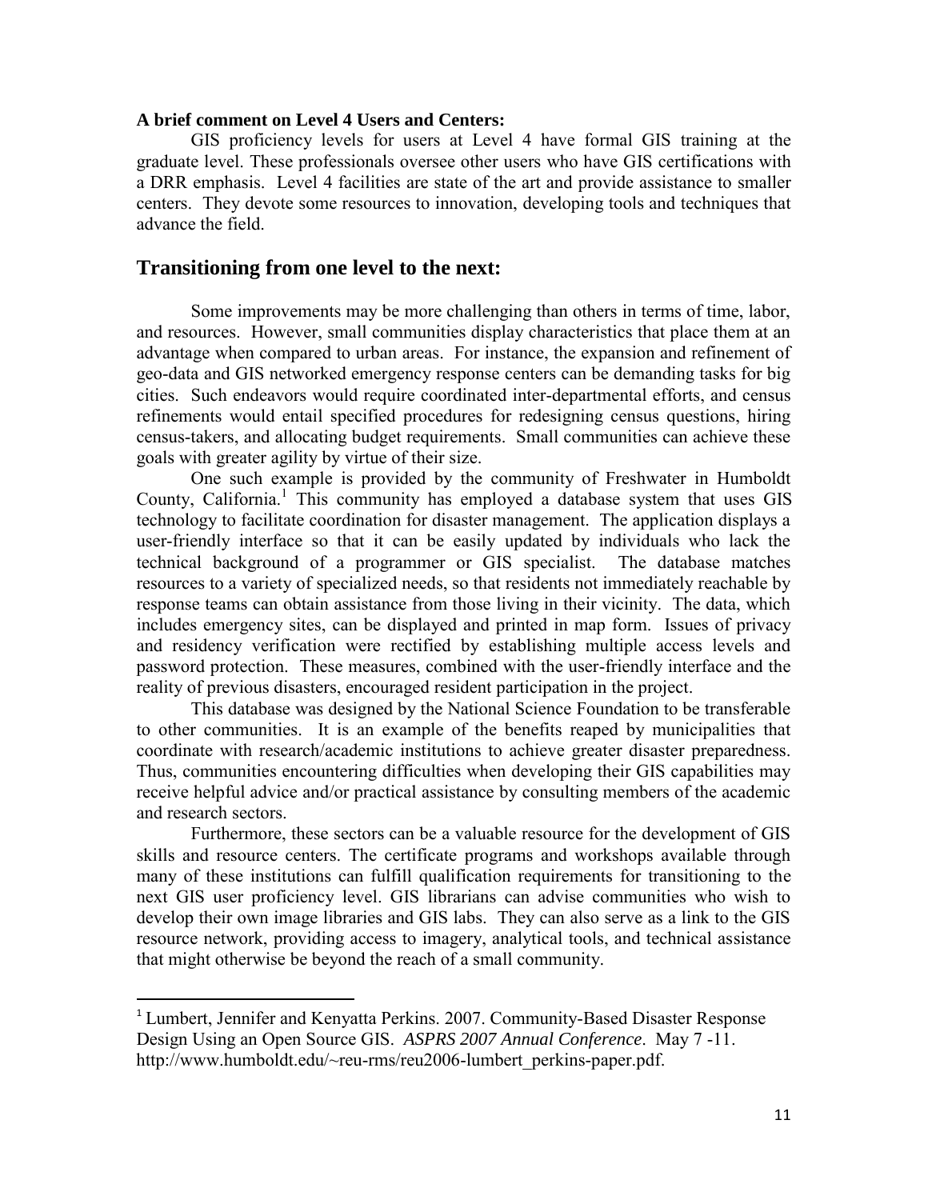**A brief comment on Level 4 Users and Centers:**

GIS proficiency levels for users at Level 4 have formal GIS training at the graduate level. These professionals oversee other users who have GIS certifications with a DRR emphasis. Level 4 facilities are state of the art and provide assistance to smaller centers. They devote some resources to innovation, developing tools and techniques that advance the field.

## Transitioning from one level to the next:

Some improvements may be more challenging than others in terms of time, labor, and resources. However, small communities display characteristics that place them at an advantage when compared to urban areas. For instance, the expansion and refinement of geo-data and GIS networked emergency response centers can be demanding tasks for big cities. Such endeavors would require coordinated inter-departmental efforts, and census refinements would entail specified procedures for redesigning census questions, hiring census-takers, and allocating budget requirements. Small communities can achieve these goals with greater agility by virtue of their size.

One such example is provided by the community of Freshwater in Humboldt County, California.[1] This community has employed a database system that uses GIS technology to facilitate coordination for disaster management. The application displays a user-friendly interface so that it can be easily updated by individuals who lack the technical background of a programmer or GIS specialist. The database matches resources to a variety of specialized needs, so that residents not immediately reachable by response teams can obtain assistance from those living in their vicinity. The data, which includes emergency sites, can be displayed and printed in map form. Issues of privacy and residency verification were rectified by establishing multiple access levels and password protection. These measures, combined with the user-friendly interface and the reality of previous disasters, encouraged resident participation in the project.

This database was designed by the National Science Foundation to be transferable to other communities. It is an example of the benefits reaped by municipalities that coordinate with research/academic institutions to achieve greater disaster preparedness. Thus, communities encountering difficulties when developing their GIS capabilities may receive helpful advice and/or practical assistance by consulting members of the academic and research sectors.

Furthermore, these sectors can be a valuable resource for the development of GIS skills and resource centers. The certificate programs and workshops available through many of these institutions can fulfill qualification requirements for transitioning to the next GIS user proficiency level. GIS librarians can advise communities who wish to develop their own image libraries and GIS labs. They can also serve as a link to the GIS resource network, providing access to imagery, analytical tools, and technical assistance that might otherwise be beyond the reach of a small community.

---

[1] Lumbert, Jennifer and Kenyatta Perkins. 2007. Community-Based Disaster Response Design Using an Open Source GIS. *ASPRS 2007 Annual Conference*. May 7 -11. http://www.humboldt.edu/~reu-rms/reu2006-lumbert_perkins-paper.pdf.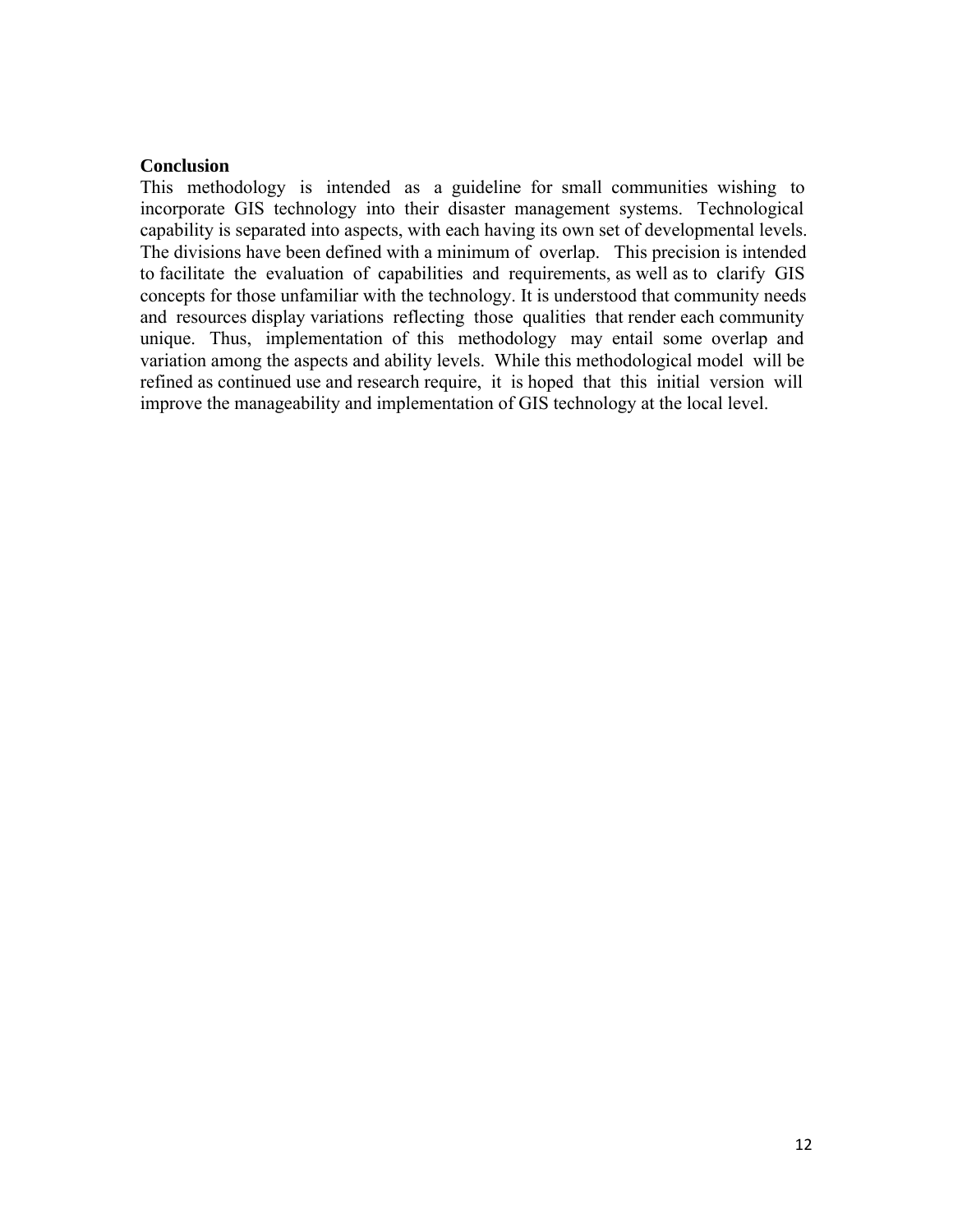## Conclusion

This methodology is intended as a guideline for small communities wishing to incorporate GIS technology into their disaster management systems. Technological capability is separated into aspects, with each having its own set of developmental levels. The divisions have been defined with a minimum of overlap. This precision is intended to facilitate the evaluation of capabilities and requirements, as well as to clarify GIS concepts for those unfamiliar with the technology. It is understood that community needs and resources display variations reflecting those qualities that render each community unique. Thus, implementation of this methodology may entail some overlap and variation among the aspects and ability levels. While this methodological model will be refined as continued use and research require, it is hoped that this initial version will improve the manageability and implementation of GIS technology at the local level.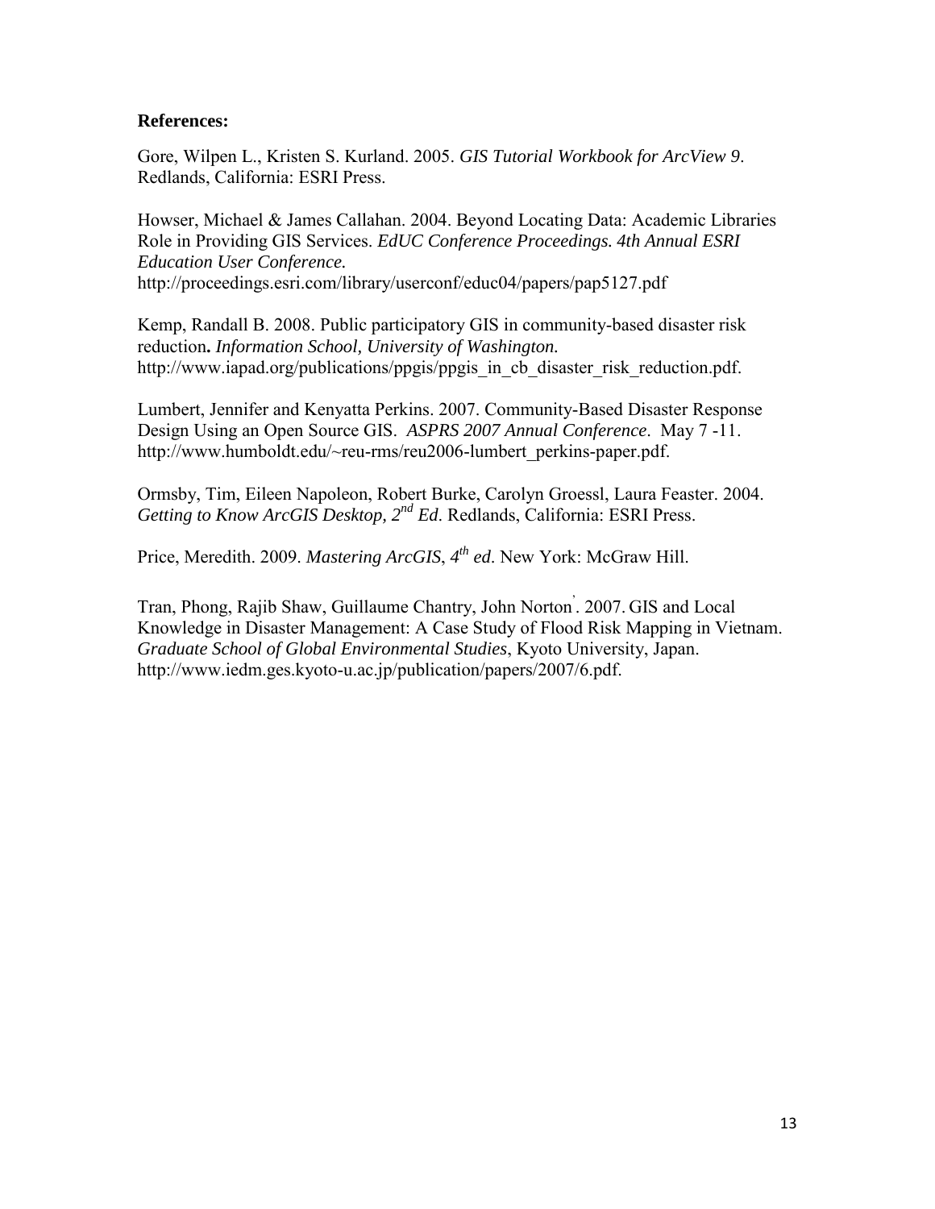**References:**

Gore, Wilpen L., Kristen S. Kurland. 2005. *GIS Tutorial Workbook for ArcView 9*. Redlands, California: ESRI Press.

Howser, Michael & James Callahan. 2004. Beyond Locating Data: Academic Libraries Role in Providing GIS Services. *EdUC Conference Proceedings. 4th Annual ESRI Education User Conference.* http://proceedings.esri.com/library/userconf/educ04/papers/pap5127.pdf

Kemp, Randall B. 2008. Public participatory GIS in community-based disaster risk reduction**.** *Information School, University of Washington.* http://www.iapad.org/publications/ppgis/ppgis_in_cb_disaster_risk_reduction.pdf.

Lumbert, Jennifer and Kenyatta Perkins. 2007. Community-Based Disaster Response Design Using an Open Source GIS. *ASPRS 2007 Annual Conference*. May 7 -11. http://www.humboldt.edu/~reu-rms/reu2006-lumbert_perkins-paper.pdf.

Ormsby, Tim, Eileen Napoleon, Robert Burke, Carolyn Groessl, Laura Feaster. 2004. *Getting to Know ArcGIS Desktop, 2nd Ed*. Redlands, California: ESRI Press.

Price, Meredith. 2009. *Mastering ArcGIS*, *4th ed*. New York: McGraw Hill.

Tran, Phong, Rajib Shaw, Guillaume Chantry, John Norton. 2007. GIS and Local Knowledge in Disaster Management: A Case Study of Flood Risk Mapping in Vietnam. *Graduate School of Global Environmental Studies*, Kyoto University, Japan. http://www.iedm.ges.kyoto-u.ac.jp/publication/papers/2007/6.pdf.